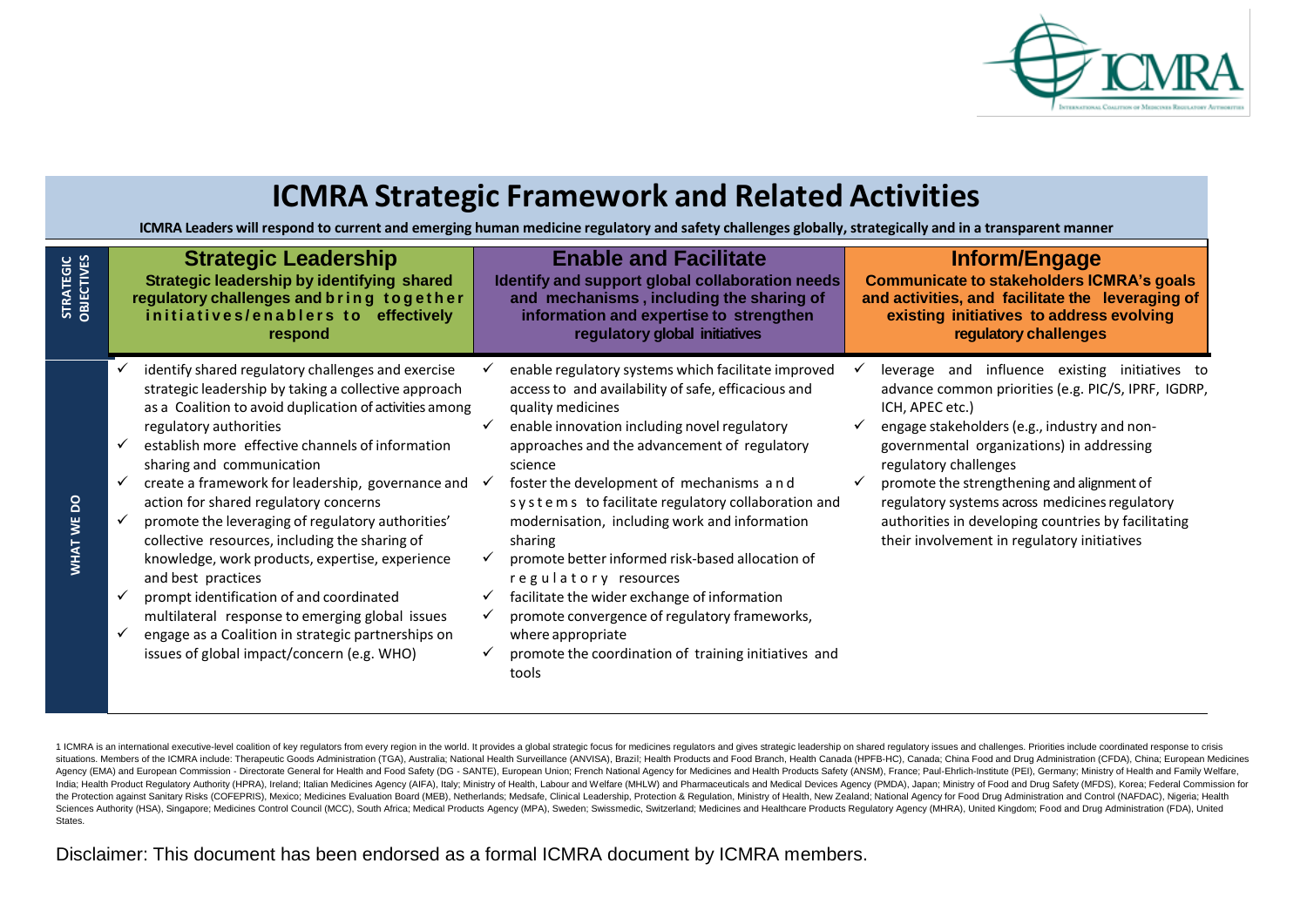# ICMRA Strategic Framework and Related Activities

**ICMRA Leaders will respond to current and emerging human medicine regulatory and safety challenges globally, strategically and in a transparent manner**

| | Strategic Leadership | Enable and Facilitate | Inform/Engage |
|---|---|---|---|
| **STRATEGIC OBJECTIVES** | **Strategic leadership by identifying shared regulatory challenges and bring together initiatives/enablers to effectively respond** | **Identify and support global collaboration needs and mechanisms, including the sharing of information and expertise to strengthen regulatory global initiatives** | **Communicate to stakeholders ICMRA's goals and activities, and facilitate the leveraging of existing initiatives to address evolving regulatory challenges** |
| **WHAT WE DO** | ✓ identify shared regulatory challenges and exercise strategic leadership by taking a collective approach as a Coalition to avoid duplication of activities among regulatory authorities<br>✓ establish more effective channels of information sharing and communication<br>✓ create a framework for leadership, governance and action for shared regulatory concerns<br>✓ promote the leveraging of regulatory authorities' collective resources, including the sharing of knowledge, work products, expertise, experience and best practices<br>✓ prompt identification of and coordinated multilateral response to emerging global issues<br>✓ engage as a Coalition in strategic partnerships on issues of global impact/concern (e.g. WHO) | ✓ enable regulatory systems which facilitate improved access to and availability of safe, efficacious and quality medicines<br>✓ enable innovation including novel regulatory approaches and the advancement of regulatory science<br>✓ foster the development of mechanisms and systems to facilitate regulatory collaboration and modernisation, including work and information sharing<br>✓ promote better informed risk-based allocation of regulatory resources<br>✓ facilitate the wider exchange of information<br>✓ promote convergence of regulatory frameworks, where appropriate<br>✓ promote the coordination of training initiatives and tools | ✓ leverage and influence existing initiatives to advance common priorities (e.g. PIC/S, IPRF, IGDRP, ICH, APEC etc.)<br>✓ engage stakeholders (e.g., industry and non-governmental organizations) in addressing regulatory challenges<br>✓ promote the strengthening and alignment of regulatory systems across medicines regulatory authorities in developing countries by facilitating their involvement in regulatory initiatives |

1 ICMRA is an international executive-level coalition of key regulators from every region in the world. It provides a global strategic focus for medicines regulators and gives strategic leadership on shared regulatory issues and challenges. Priorities include coordinated response to crisis situations. Members of the ICMRA include: Therapeutic Goods Administration (TGA), Australia; National Health Surveillance (ANVISA), Brazil; Health Products and Food Branch, Health Canada (HPFB-HC), Canada; China Food and Drug Administration (CFDA), China; European Medicines Agency (EMA) and European Commission - Directorate General for Health and Food Safety (DG - SANTE), European Union; French National Agency for Medicines and Health Products Safety (ANSM), France; Paul-Ehrlich-Institute (PEI), Germany; Ministry of Health and Family Welfare, India; Health Product Regulatory Authority (HPRA), Ireland; Italian Medicines Agency (AIFA), Italy; Ministry of Health, Labour and Welfare (MHLW) and Pharmaceuticals and Medical Devices Agency (PMDA), Japan; Ministry of Food and Drug Safety (MFDS), Korea; Federal Commission for the Protection against Sanitary Risks (COFEPRIS), Mexico; Medicines Evaluation Board (MEB), Netherlands; Medsafe, Clinical Leadership, Protection & Regulation, Ministry of Health, New Zealand; National Agency for Food Drug Administration and Control (NAFDAC), Nigeria; Health Sciences Authority (HSA), Singapore; Medicines Control Council (MCC), South Africa; Medical Products Agency (MPA), Sweden; Swissmedic, Switzerland; Medicines and Healthcare Products Regulatory Agency (MHRA), United Kingdom; Food and Drug Administration (FDA), United States.

Disclaimer: This document has been endorsed as a formal ICMRA document by ICMRA members.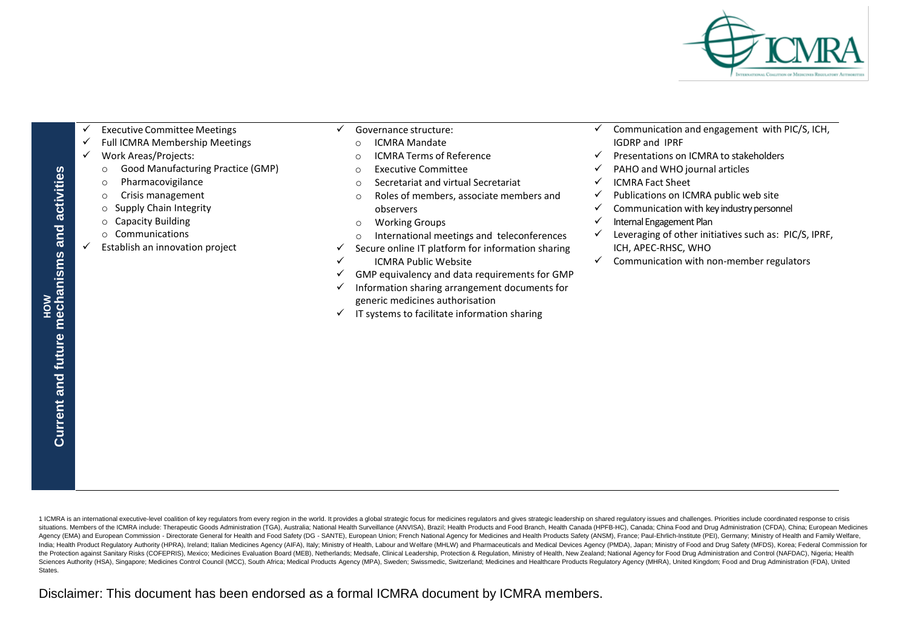**HOW**
**Current and future mechanisms and activities**

- Executive Committee Meetings
- Full ICMRA Membership Meetings
- Work Areas/Projects:
  - Good Manufacturing Practice (GMP)
  - Pharmacovigilance
  - Crisis management
  - Supply Chain Integrity
  - Capacity Building
  - Communications
- Establish an innovation project

- Governance structure:
  - ICMRA Mandate
  - ICMRA Terms of Reference
  - Executive Committee
  - Secretariat and virtual Secretariat
  - Roles of members, associate members and observers
  - Working Groups
  - International meetings and teleconferences
- Secure online IT platform for information sharing
- ICMRA Public Website
- GMP equivalency and data requirements for GMP
- Information sharing arrangement documents for generic medicines authorisation
- IT systems to facilitate information sharing

- Communication and engagement with PIC/S, ICH, IGDRP and IPRF
- Presentations on ICMRA to stakeholders
- PAHO and WHO journal articles
- ICMRA Fact Sheet
- Publications on ICMRA public web site
- Communication with key industry personnel
- Internal Engagement Plan
- Leveraging of other initiatives such as: PIC/S, IPRF, ICH, APEC-RHSC, WHO
- Communication with non-member regulators

1 ICMRA is an international executive-level coalition of key regulators from every region in the world. It provides a global strategic focus for medicines regulators and gives strategic leadership on shared regulatory issues and challenges. Priorities include coordinated response to crisis situations. Members of the ICMRA include: Therapeutic Goods Administration (TGA), Australia; National Health Surveillance (ANVISA), Brazil; Health Products and Food Branch, Health Canada (HPFB-HC), Canada; China Food and Drug Administration (CFDA), China; European Medicines Agency (EMA) and European Commission - Directorate General for Health and Food Safety (DG - SANTE), European Union; French National Agency for Medicines and Health Products Safety (ANSM), France; Paul-Ehrlich-Institute (PEI), Germany; Ministry of Health and Family Welfare, India; Health Product Regulatory Authority (HPRA), Ireland; Italian Medicines Agency (AIFA), Italy; Ministry of Health, Labour and Welfare (MHLW) and Pharmaceuticals and Medical Devices Agency (PMDA), Japan; Ministry of Food and Drug Safety (MFDS), Korea; Federal Commission for the Protection against Sanitary Risks (COFEPRIS), Mexico; Medicines Evaluation Board (MEB), Netherlands; Medsafe, Clinical Leadership, Protection & Regulation, Ministry of Health, New Zealand; National Agency for Food Drug Administration and Control (NAFDAC), Nigeria; Health Sciences Authority (HSA), Singapore; Medicines Control Council (MCC), South Africa; Medical Products Agency (MPA), Sweden; Swissmedic, Switzerland; Medicines and Healthcare Products Regulatory Agency (MHRA), United Kingdom; Food and Drug Administration (FDA), United States.

Disclaimer: This document has been endorsed as a formal ICMRA document by ICMRA members.